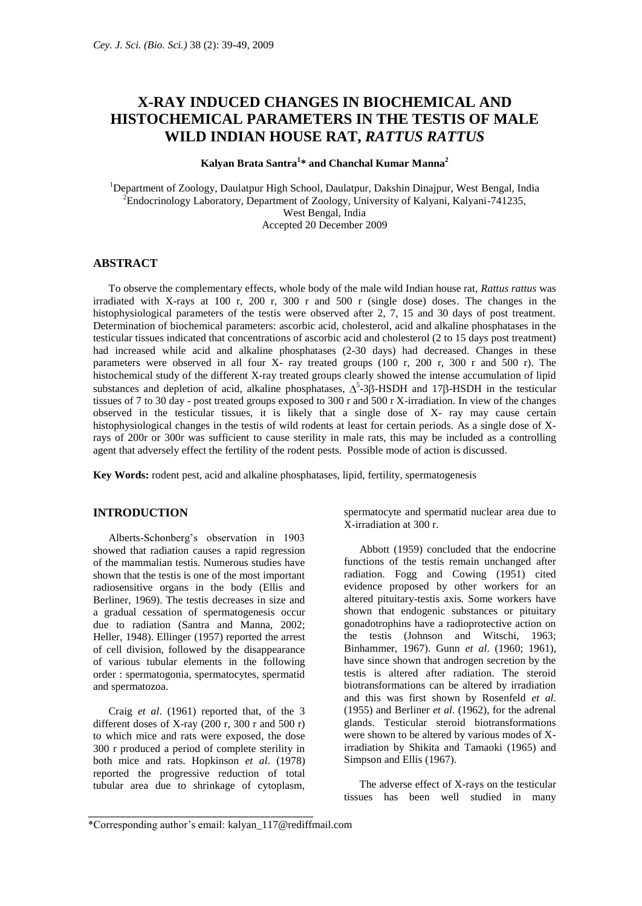# X-RAY INDUCED CHANGES IN BIOCHEMICAL AND HISTOCHEMICAL PARAMETERS IN THE TESTIS OF MALE WILD INDIAN HOUSE RAT, *RATTUS RATTUS*

**Kalyan Brata Santra[1]* and Chanchal Kumar Manna[2]**

[1]Department of Zoology, Daulatpur High School, Daulatpur, Dakshin Dinajpur, West Bengal, India
[2]Endocrinology Laboratory, Department of Zoology, University of Kalyani, Kalyani-741235, West Bengal, India
Accepted 20 December 2009

## ABSTRACT

To observe the complementary effects, whole body of the male wild Indian house rat, *Rattus rattus* was irradiated with X-rays at 100 r, 200 r, 300 r and 500 r (single dose) doses. The changes in the histophysiological parameters of the testis were observed after 2, 7, 15 and 30 days of post treatment. Determination of biochemical parameters: ascorbic acid, cholesterol, acid and alkaline phosphatases in the testicular tissues indicated that concentrations of ascorbic acid and cholesterol (2 to 15 days post treatment) had increased while acid and alkaline phosphatases (2-30 days) had decreased. Changes in these parameters were observed in all four X- ray treated groups (100 r, 200 r, 300 r and 500 r). The histochemical study of the different X-ray treated groups clearly showed the intense accumulation of lipid substances and depletion of acid, alkaline phosphatases, $\Delta^5$-3β-HSDH and 17β-HSDH in the testicular tissues of 7 to 30 day - post treated groups exposed to 300 r and 500 r X-irradiation. In view of the changes observed in the testicular tissues, it is likely that a single dose of X- ray may cause certain histophysiological changes in the testis of wild rodents at least for certain periods. As a single dose of X-rays of 200r or 300r was sufficient to cause sterility in male rats, this may be included as a controlling agent that adversely effect the fertility of the rodent pests. Possible mode of action is discussed.

**Key Words:** rodent pest, acid and alkaline phosphatases, lipid, fertility, spermatogenesis

## INTRODUCTION

Alberts-Schonberg's observation in 1903 showed that radiation causes a rapid regression of the mammalian testis. Numerous studies have shown that the testis is one of the most important radiosensitive organs in the body (Ellis and Berliner, 1969). The testis decreases in size and a gradual cessation of spermatogenesis occur due to radiation (Santra and Manna, 2002; Heller, 1948). Ellinger (1957) reported the arrest of cell division, followed by the disappearance of various tubular elements in the following order : spermatogonia, spermatocytes, spermatid and spermatozoa.

Craig *et al*. (1961) reported that, of the 3 different doses of X-ray (200 r, 300 r and 500 r) to which mice and rats were exposed, the dose 300 r produced a period of complete sterility in both mice and rats. Hopkinson *et al*. (1978) reported the progressive reduction of total tubular area due to shrinkage of cytoplasm, spermatocyte and spermatid nuclear area due to X-irradiation at 300 r.

Abbott (1959) concluded that the endocrine functions of the testis remain unchanged after radiation. Fogg and Cowing (1951) cited evidence proposed by other workers for an altered pituitary-testis axis. Some workers have shown that endogenic substances or pituitary gonadotrophins have a radioprotective action on the testis (Johnson and Witschi, 1963; Binhammer, 1967). Gunn *et al*. (1960; 1961), have since shown that androgen secretion by the testis is altered after radiation. The steroid biotransformations can be altered by irradiation and this was first shown by Rosenfeld *et al*. (1955) and Berliner *et al*. (1962), for the adrenal glands. Testicular steroid biotransformations were shown to be altered by various modes of X-irradiation by Shikita and Tamaoki (1965) and Simpson and Ellis (1967).

The adverse effect of X-rays on the testicular tissues has been well studied in many

*Corresponding author's email: kalyan_117@rediffmail.com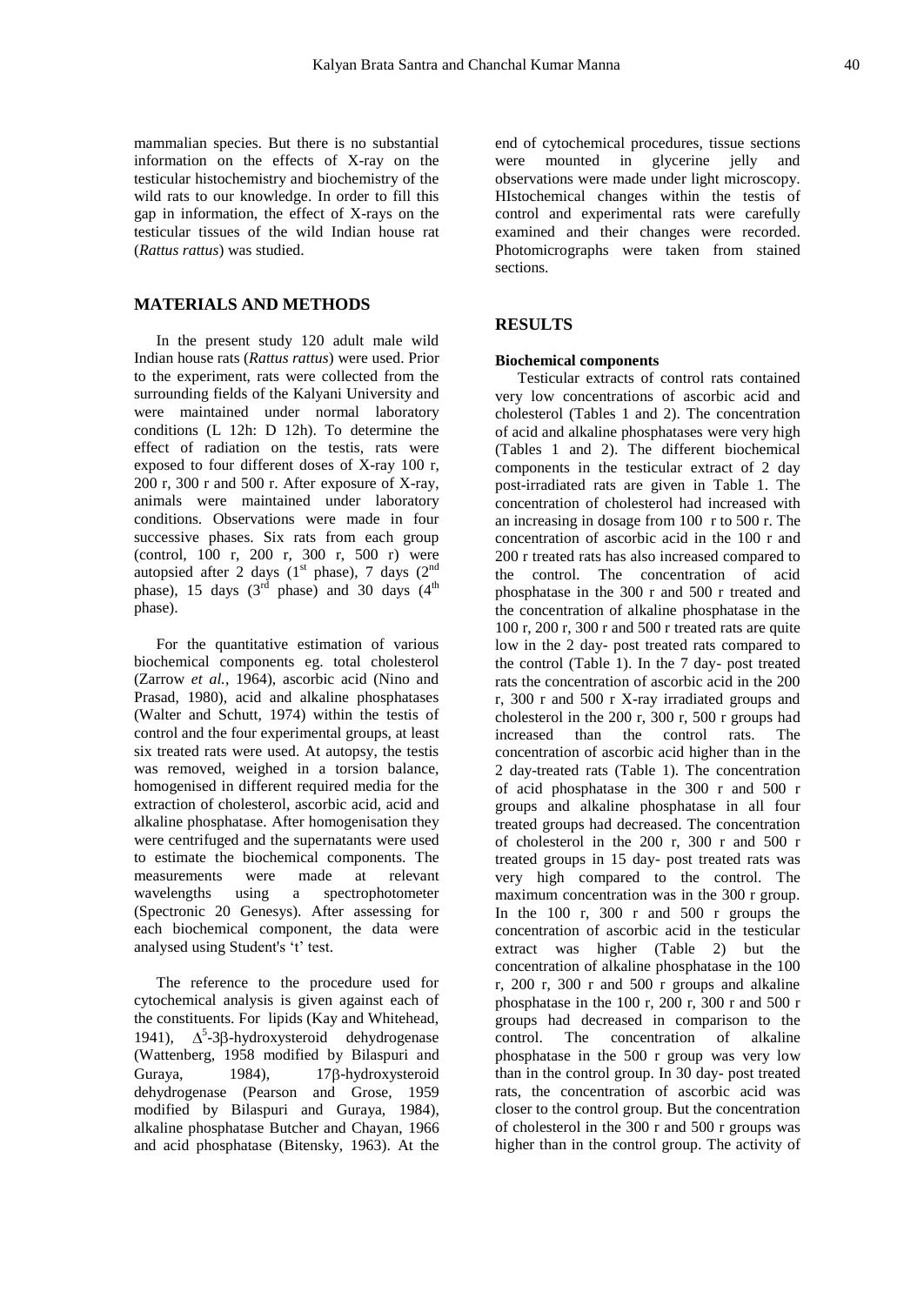mammalian species. But there is no substantial information on the effects of X-ray on the testicular histochemistry and biochemistry of the wild rats to our knowledge. In order to fill this gap in information, the effect of X-rays on the testicular tissues of the wild Indian house rat (*Rattus rattus*) was studied.

## MATERIALS AND METHODS

In the present study 120 adult male wild Indian house rats (*Rattus rattus*) were used. Prior to the experiment, rats were collected from the surrounding fields of the Kalyani University and were maintained under normal laboratory conditions (L 12h: D 12h). To determine the effect of radiation on the testis, rats were exposed to four different doses of X-ray 100 r, 200 r, 300 r and 500 r. After exposure of X-ray, animals were maintained under laboratory conditions. Observations were made in four successive phases. Six rats from each group (control, 100 r, 200 r, 300 r, 500 r) were autopsied after 2 days (1st phase), 7 days (2nd phase), 15 days (3rd phase) and 30 days (4th phase).

For the quantitative estimation of various biochemical components eg. total cholesterol (Zarrow *et al.*, 1964), ascorbic acid (Nino and Prasad, 1980), acid and alkaline phosphatases (Walter and Schutt, 1974) within the testis of control and the four experimental groups, at least six treated rats were used. At autopsy, the testis was removed, weighed in a torsion balance, homogenised in different required media for the extraction of cholesterol, ascorbic acid, acid and alkaline phosphatase. After homogenisation they were centrifuged and the supernatants were used to estimate the biochemical components. The measurements were made at relevant wavelengths using a spectrophotometer (Spectronic 20 Genesys). After assessing for each biochemical component, the data were analysed using Student's 't' test.

The reference to the procedure used for cytochemical analysis is given against each of the constituents. For lipids (Kay and Whitehead, 1941), $\Delta^5$-3β-hydroxysteroid dehydrogenase (Wattenberg, 1958 modified by Bilaspuri and Guraya, 1984), 17β-hydroxysteroid dehydrogenase (Pearson and Grose, 1959 modified by Bilaspuri and Guraya, 1984), alkaline phosphatase Butcher and Chayan, 1966 and acid phosphatase (Bitensky, 1963). At the end of cytochemical procedures, tissue sections were mounted in glycerine jelly and observations were made under light microscopy. HIstochemical changes within the testis of control and experimental rats were carefully examined and their changes were recorded. Photomicrographs were taken from stained sections.

## RESULTS

### Biochemical components

Testicular extracts of control rats contained very low concentrations of ascorbic acid and cholesterol (Tables 1 and 2). The concentration of acid and alkaline phosphatases were very high (Tables 1 and 2). The different biochemical components in the testicular extract of 2 day post-irradiated rats are given in Table 1. The concentration of cholesterol had increased with an increasing in dosage from 100 r to 500 r. The concentration of ascorbic acid in the 100 r and 200 r treated rats has also increased compared to the control. The concentration of acid phosphatase in the 300 r and 500 r treated and the concentration of alkaline phosphatase in the 100 r, 200 r, 300 r and 500 r treated rats are quite low in the 2 day- post treated rats compared to the control (Table 1). In the 7 day- post treated rats the concentration of ascorbic acid in the 200 r, 300 r and 500 r X-ray irradiated groups and cholesterol in the 200 r, 300 r, 500 r groups had increased than the control rats. The concentration of ascorbic acid higher than in the 2 day-treated rats (Table 1). The concentration of acid phosphatase in the 300 r and 500 r groups and alkaline phosphatase in all four treated groups had decreased. The concentration of cholesterol in the 200 r, 300 r and 500 r treated groups in 15 day- post treated rats was very high compared to the control. The maximum concentration was in the 300 r group. In the 100 r, 300 r and 500 r groups the concentration of ascorbic acid in the testicular extract was higher (Table 2) but the concentration of alkaline phosphatase in the 100 r, 200 r, 300 r and 500 r groups and alkaline phosphatase in the 100 r, 200 r, 300 r and 500 r groups had decreased in comparison to the control. The concentration of alkaline phosphatase in the 500 r group was very low than in the control group. In 30 day- post treated rats, the concentration of ascorbic acid was closer to the control group. But the concentration of cholesterol in the 300 r and 500 r groups was higher than in the control group. The activity of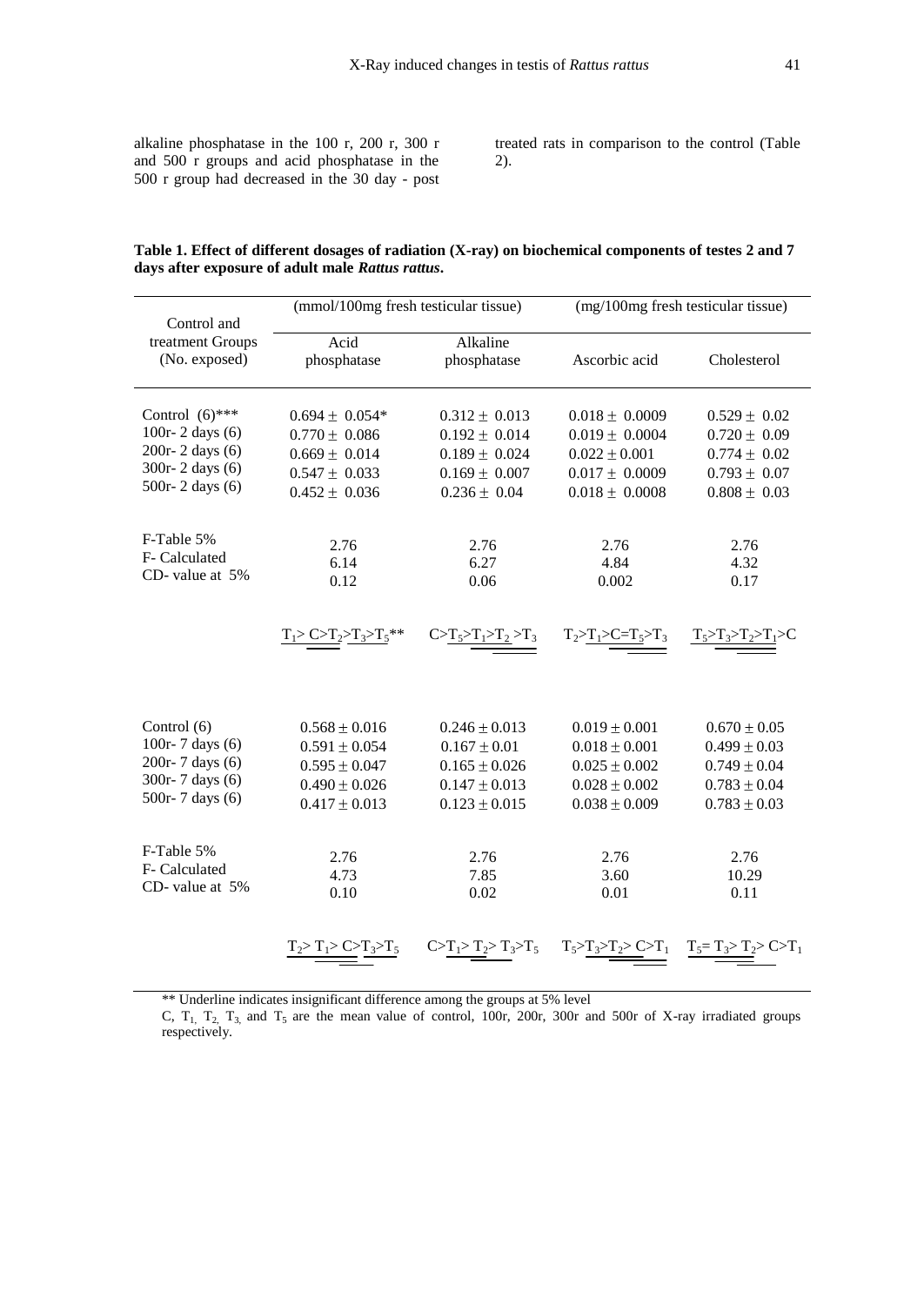alkaline phosphatase in the 100 r, 200 r, 300 r and 500 r groups and acid phosphatase in the 500 r group had decreased in the 30 day - post treated rats in comparison to the control (Table 2).

**Table 1. Effect of different dosages of radiation (X-ray) on biochemical components of testes 2 and 7 days after exposure of adult male *Rattus rattus*.**

| Control and treatment Groups (No. exposed) | (mmol/100mg fresh testicular tissue) | | (mg/100mg fresh testicular tissue) | |
|---|---|---|---|---|
| | Acid phosphatase | Alkaline phosphatase | Ascorbic acid | Cholesterol |
| Control (6)*** | $0.694 \pm 0.054$* | $0.312 \pm 0.013$ | $0.018 \pm 0.0009$ | $0.529 \pm 0.02$ |
| 100r- 2 days (6) | $0.770 \pm 0.086$ | $0.192 \pm 0.014$ | $0.019 \pm 0.0004$ | $0.720 \pm 0.09$ |
| 200r- 2 days (6) | $0.669 \pm 0.014$ | $0.189 \pm 0.024$ | $0.022 \pm 0.001$ | $0.774 \pm 0.02$ |
| 300r- 2 days (6) | $0.547 \pm 0.033$ | $0.169 \pm 0.007$ | $0.017 \pm 0.0009$ | $0.793 \pm 0.07$ |
| 500r- 2 days (6) | $0.452 \pm 0.036$ | $0.236 \pm 0.04$ | $0.018 \pm 0.0008$ | $0.808 \pm 0.03$ |
| F-Table 5% | 2.76 | 2.76 | 2.76 | 2.76 |
| F- Calculated | 6.14 | 6.27 | 4.84 | 4.32 |
| CD- value at 5% | 0.12 | 0.06 | 0.002 | 0.17 |
| | $T_1 > C > T_2 > T_3 > T_5$** | $C > T_5 > T_1 > T_2 > T_3$ | $T_2 > T_1 > C = T_5 > T_3$ | $T_5 > T_3 > T_2 > T_1 > C$ |
| Control (6) | $0.568 \pm 0.016$ | $0.246 \pm 0.013$ | $0.019 \pm 0.001$ | $0.670 \pm 0.05$ |
| 100r- 7 days (6) | $0.591 \pm 0.054$ | $0.167 \pm 0.01$ | $0.018 \pm 0.001$ | $0.499 \pm 0.03$ |
| 200r- 7 days (6) | $0.595 \pm 0.047$ | $0.165 \pm 0.026$ | $0.025 \pm 0.002$ | $0.749 \pm 0.04$ |
| 300r- 7 days (6) | $0.490 \pm 0.026$ | $0.147 \pm 0.013$ | $0.028 \pm 0.002$ | $0.783 \pm 0.04$ |
| 500r- 7 days (6) | $0.417 \pm 0.013$ | $0.123 \pm 0.015$ | $0.038 \pm 0.009$ | $0.783 \pm 0.03$ |
| F-Table 5% | 2.76 | 2.76 | 2.76 | 2.76 |
| F- Calculated | 4.73 | 7.85 | 3.60 | 10.29 |
| CD- value at 5% | 0.10 | 0.02 | 0.01 | 0.11 |
| | $T_2 > T_1 > C > T_3 > T_5$ | $C > T_1 > T_2 > T_3 > T_5$ | $T_5 > T_3 > T_2 > C > T_1$ | $T_5 = T_3 > T_2 > C > T_1$ |

** Underline indicates insignificant difference among the groups at 5% level

C, $T_1$, $T_2$, $T_3$ and $T_5$ are the mean value of control, 100r, 200r, 300r and 500r of X-ray irradiated groups respectively.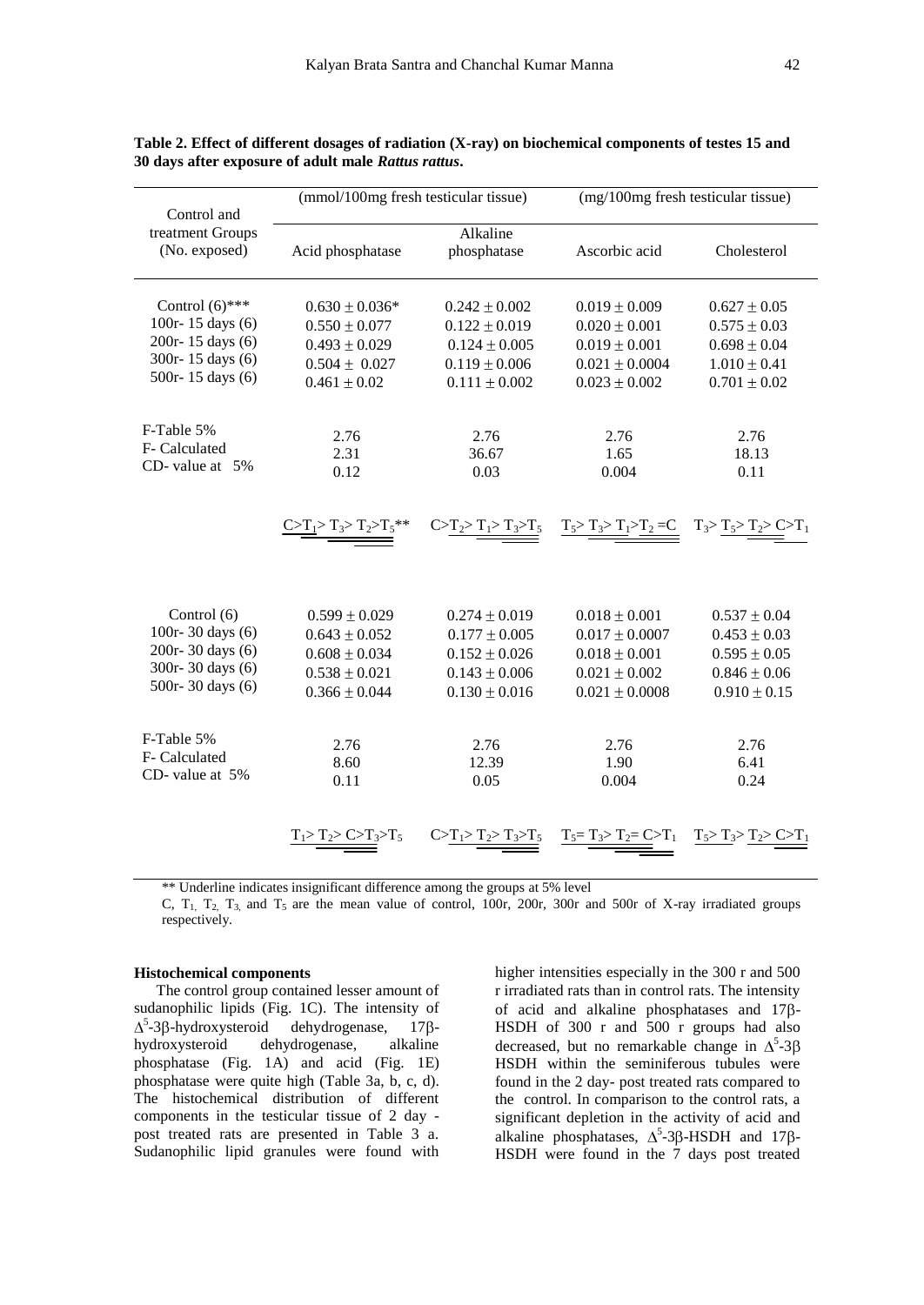**Table 2. Effect of different dosages of radiation (X-ray) on biochemical components of testes 15 and 30 days after exposure of adult male *Rattus rattus*.**

| Control and treatment Groups (No. exposed) | (mmol/100mg fresh testicular tissue) | | (mg/100mg fresh testicular tissue) | |
|---|---|---|---|---|
| | Acid phosphatase | Alkaline phosphatase | Ascorbic acid | Cholesterol |
| Control (6)*** | $0.630 \pm 0.036$* | $0.242 \pm 0.002$ | $0.019 \pm 0.009$ | $0.627 \pm 0.05$ |
| 100r- 15 days (6) | $0.550 \pm 0.077$ | $0.122 \pm 0.019$ | $0.020 \pm 0.001$ | $0.575 \pm 0.03$ |
| 200r- 15 days (6) | $0.493 \pm 0.029$ | $0.124 \pm 0.005$ | $0.019 \pm 0.001$ | $0.698 \pm 0.04$ |
| 300r- 15 days (6) | $0.504 \pm 0.027$ | $0.119 \pm 0.006$ | $0.021 \pm 0.0004$ | $1.010 \pm 0.41$ |
| 500r- 15 days (6) | $0.461 \pm 0.02$ | $0.111 \pm 0.002$ | $0.023 \pm 0.002$ | $0.701 \pm 0.02$ |
| F-Table 5% | 2.76 | 2.76 | 2.76 | 2.76 |
| F- Calculated | 2.31 | 36.67 | 1.65 | 18.13 |
| CD- value at 5% | 0.12 | 0.03 | 0.004 | 0.11 |
| | $C>T_1>T_3>T_2>T_5$** | $C>T_2>T_1>T_3>T_5$ | $T_5>T_3>T_1>T_2=C$ | $T_3>T_5>T_2>C>T_1$ |
| Control (6) | $0.599 \pm 0.029$ | $0.274 \pm 0.019$ | $0.018 \pm 0.001$ | $0.537 \pm 0.04$ |
| 100r- 30 days (6) | $0.643 \pm 0.052$ | $0.177 \pm 0.005$ | $0.017 \pm 0.0007$ | $0.453 \pm 0.03$ |
| 200r- 30 days (6) | $0.608 \pm 0.034$ | $0.152 \pm 0.026$ | $0.018 \pm 0.001$ | $0.595 \pm 0.05$ |
| 300r- 30 days (6) | $0.538 \pm 0.021$ | $0.143 \pm 0.006$ | $0.021 \pm 0.002$ | $0.846 \pm 0.06$ |
| 500r- 30 days (6) | $0.366 \pm 0.044$ | $0.130 \pm 0.016$ | $0.021 \pm 0.0008$ | $0.910 \pm 0.15$ |
| F-Table 5% | 2.76 | 2.76 | 2.76 | 2.76 |
| F- Calculated | 8.60 | 12.39 | 1.90 | 6.41 |
| CD- value at 5% | 0.11 | 0.05 | 0.004 | 0.24 |
| | $T_1>T_2>C>T_3>T_5$ | $C>T_1>T_2>T_3>T_5$ | $T_5=T_3>T_2=C>T_1$ | $T_5>T_3>T_2>C>T_1$ |

** Underline indicates insignificant difference among the groups at 5% level

C, $T_1$, $T_2$, $T_3$, and $T_5$ are the mean value of control, 100r, 200r, 300r and 500r of X-ray irradiated groups respectively.

#### Histochemical components

The control group contained lesser amount of sudanophilic lipids (Fig. 1C). The intensity of $\Delta^5$-3β-hydroxysteroid dehydrogenase, 17β-hydroxysteroid dehydrogenase, alkaline phosphatase (Fig. 1A) and acid (Fig. 1E) phosphatase were quite high (Table 3a, b, c, d). The histochemical distribution of different components in the testicular tissue of 2 day - post treated rats are presented in Table 3 a. Sudanophilic lipid granules were found with higher intensities especially in the 300 r and 500 r irradiated rats than in control rats. The intensity of acid and alkaline phosphatases and 17β-HSDH of 300 r and 500 r groups had also decreased, but no remarkable change in $\Delta^5$-3β HSDH within the seminiferous tubules were found in the 2 day- post treated rats compared to the control. In comparison to the control rats, a significant depletion in the activity of acid and alkaline phosphatases, $\Delta^5$-3β-HSDH and 17β-HSDH were found in the 7 days post treated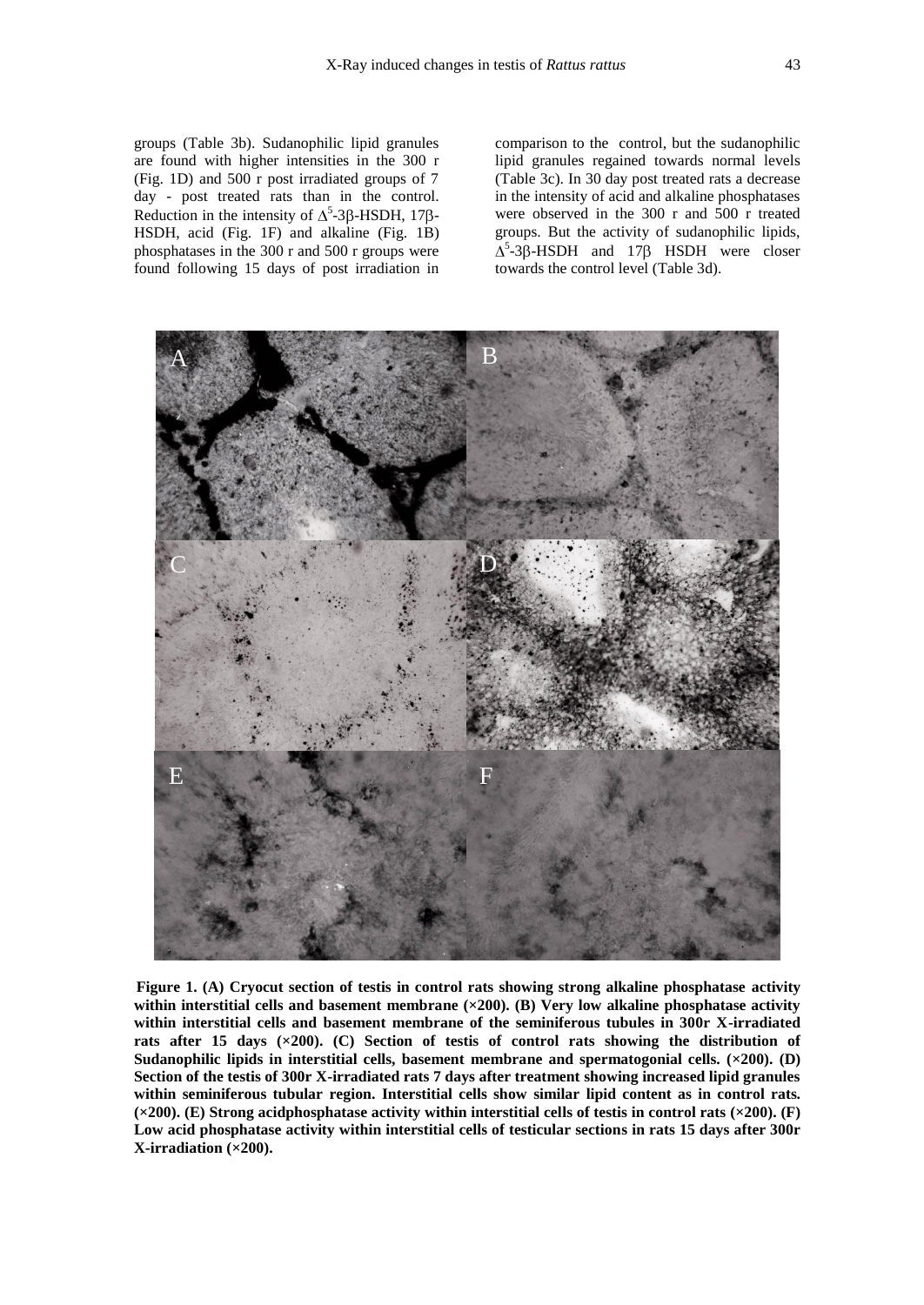groups (Table 3b). Sudanophilic lipid granules are found with higher intensities in the 300 r (Fig. 1D) and 500 r post irradiated groups of 7 day - post treated rats than in the control. Reduction in the intensity of $\Delta^5$-3β-HSDH, 17β-HSDH, acid (Fig. 1F) and alkaline (Fig. 1B) phosphatases in the 300 r and 500 r groups were found following 15 days of post irradiation in comparison to the control, but the sudanophilic lipid granules regained towards normal levels (Table 3c). In 30 day post treated rats a decrease in the intensity of acid and alkaline phosphatases were observed in the 300 r and 500 r treated groups. But the activity of sudanophilic lipids, $\Delta^5$-3β-HSDH and 17β HSDH were closer towards the control level (Table 3d).

**Figure 1. (A) Cryocut section of testis in control rats showing strong alkaline phosphatase activity within interstitial cells and basement membrane (×200). (B) Very low alkaline phosphatase activity within interstitial cells and basement membrane of the seminiferous tubules in 300r X-irradiated rats after 15 days (×200). (C) Section of testis of control rats showing the distribution of Sudanophilic lipids in interstitial cells, basement membrane and spermatogonial cells. (×200). (D) Section of the testis of 300r X-irradiated rats 7 days after treatment showing increased lipid granules within seminiferous tubular region. Interstitial cells show similar lipid content as in control rats. (×200). (E) Strong acidphosphatase activity within interstitial cells of testis in control rats (×200). (F) Low acid phosphatase activity within interstitial cells of testicular sections in rats 15 days after 300r X-irradiation (×200).**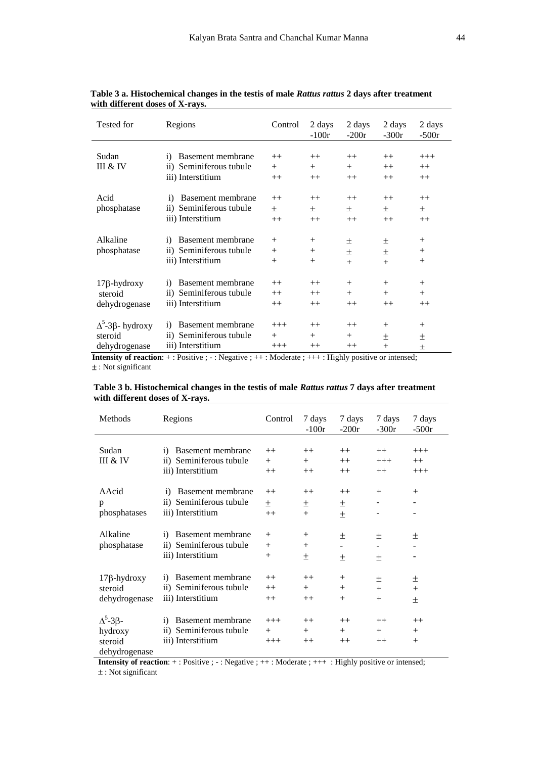**Table 3 a. Histochemical changes in the testis of male *Rattus rattus* 2 days after treatment with different doses of X-rays.**

| Tested for | Regions | Control | 2 days -100r | 2 days -200r | 2 days -300r | 2 days -500r |
|---|---|---|---|---|---|---|
| Sudan III & IV | i) Basement membrane | ++ | ++ | ++ | ++ | +++ |
| | ii) Seminiferous tubule | + | + | + | ++ | ++ |
| | iii) Interstitium | ++ | ++ | ++ | ++ | ++ |
| Acid phosphatase | i) Basement membrane | ++ | ++ | ++ | ++ | ++ |
| | ii) Seminiferous tubule | ± | ± | ± | ± | ± |
| | iii) Interstitium | ++ | ++ | ++ | ++ | ++ |
| Alkaline phosphatase | i) Basement membrane | + | + | ± | ± | + |
| | ii) Seminiferous tubule | + | + | ± | ± | + |
| | iii) Interstitium | + | + | + | + | + |
| 17β-hydroxy steroid dehydrogenase | i) Basement membrane | ++ | ++ | + | + | + |
| | ii) Seminiferous tubule | ++ | ++ | + | + | + |
| | iii) Interstitium | ++ | ++ | ++ | ++ | ++ |
| $\Delta^5$-3β- hydroxy steroid dehydrogenase | i) Basement membrane | +++ | ++ | ++ | + | + |
| | ii) Seminiferous tubule | + | + | + | ± | ± |
| | iii) Interstitium | +++ | ++ | ++ | + | ± |

**Intensity of reaction**: + : Positive ; - : Negative ; ++ : Moderate ; +++ : Highly positive or intensed; ± : Not significant

**Table 3 b. Histochemical changes in the testis of male *Rattus rattus* 7 days after treatment with different doses of X-rays.**

| Methods | Regions | Control | 7 days -100r | 7 days -200r | 7 days -300r | 7 days -500r |
|---|---|---|---|---|---|---|
| Sudan III & IV | i) Basement membrane | ++ | ++ | ++ | ++ | +++ |
| | ii) Seminiferous tubule | + | + | ++ | +++ | ++ |
| | iii) Interstitium | ++ | ++ | ++ | ++ | +++ |
| AAcid p phosphatases | i) Basement membrane | ++ | ++ | ++ | + | + |
| | ii) Seminiferous tubule | ± | ± | ± | - | - |
| | iii) Interstitium | ++ | + | ± | - | - |
| Alkaline phosphatase | i) Basement membrane | + | + | ± | ± | ± |
| | ii) Seminiferous tubule | + | + | - | - | - |
| | iii) Interstitium | + | ± | ± | ± | - |
| 17β-hydroxy steroid dehydrogenase | i) Basement membrane | ++ | ++ | + | ± | ± |
| | ii) Seminiferous tubule | ++ | + | + | + | + |
| | iii) Interstitium | ++ | ++ | + | + | ± |
| $\Delta^5$-3β- hydroxy steroid dehydrogenase | i) Basement membrane | +++ | ++ | ++ | ++ | ++ |
| | ii) Seminiferous tubule | + | + | + | + | + |
| | iii) Interstitium | +++ | ++ | ++ | ++ | + |

**Intensity of reaction**: + : Positive ; - : Negative ; ++ : Moderate ; +++ : Highly positive or intensed; ± : Not significant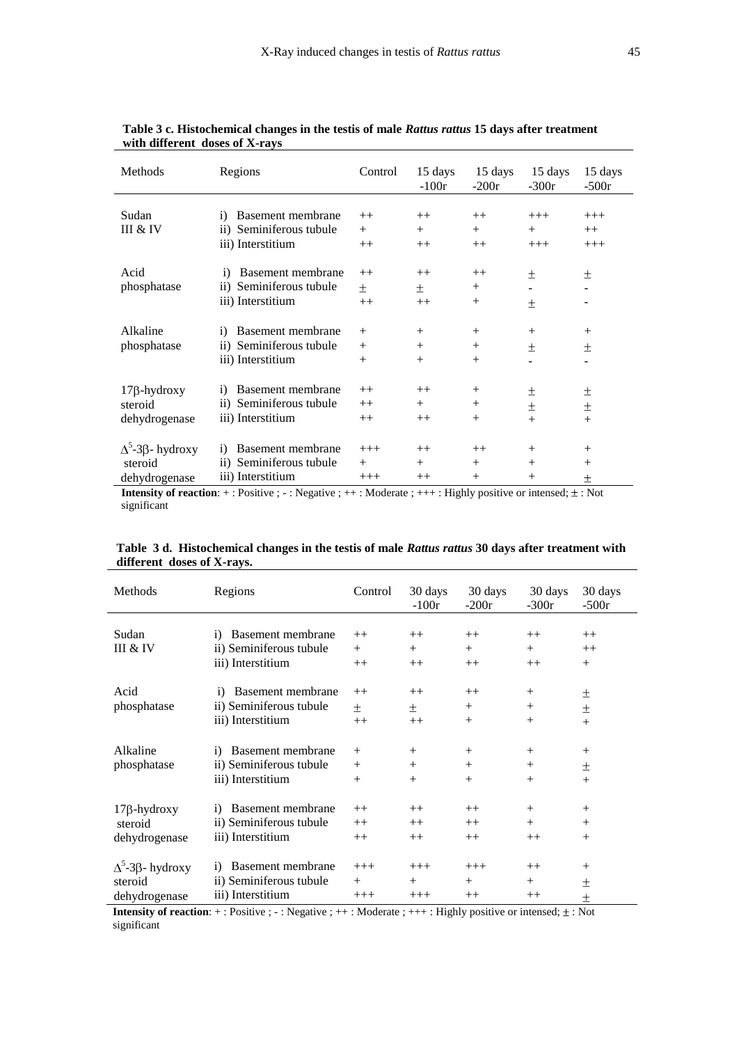**Table 3 c. Histochemical changes in the testis of male *Rattus rattus* 15 days after treatment with different doses of X-rays**

| Methods | Regions | Control | 15 days -100r | 15 days -200r | 15 days -300r | 15 days -500r |
|---|---|---|---|---|---|---|
| Sudan III & IV | i) Basement membrane | ++ | ++ | ++ | +++ | +++ |
| | ii) Seminiferous tubule | + | + | + | + | ++ |
| | iii) Interstitium | ++ | ++ | ++ | +++ | +++ |
| Acid phosphatase | i) Basement membrane | ++ | ++ | ++ | ± | ± |
| | ii) Seminiferous tubule | ± | ± | + | - | - |
| | iii) Interstitium | ++ | ++ | + | ± | - |
| Alkaline phosphatase | i) Basement membrane | + | + | + | + | + |
| | ii) Seminiferous tubule | + | + | + | ± | ± |
| | iii) Interstitium | + | + | + | - | - |
| 17β-hydroxy steroid dehydrogenase | i) Basement membrane | ++ | ++ | + | ± | ± |
| | ii) Seminiferous tubule | ++ | + | + | ± | ± |
| | iii) Interstitium | ++ | ++ | + | + | + |
| $\Delta^5$-3β- hydroxy steroid dehydrogenase | i) Basement membrane | +++ | ++ | ++ | + | + |
| | ii) Seminiferous tubule | + | + | + | + | + |
| | iii) Interstitium | +++ | ++ | + | + | ± |

**Intensity of reaction**: + : Positive ; - : Negative ; ++ : Moderate ; +++ : Highly positive or intensed; ± : Not significant

**Table 3 d. Histochemical changes in the testis of male *Rattus rattus* 30 days after treatment with different doses of X-rays.**

| Methods | Regions | Control | 30 days -100r | 30 days -200r | 30 days -300r | 30 days -500r |
|---|---|---|---|---|---|---|
| Sudan III & IV | i) Basement membrane | ++ | ++ | ++ | ++ | ++ |
| | ii) Seminiferous tubule | + | + | + | + | ++ |
| | iii) Interstitium | ++ | ++ | ++ | ++ | + |
| Acid phosphatase | i) Basement membrane | ++ | ++ | ++ | + | ± |
| | ii) Seminiferous tubule | ± | ± | + | + | ± |
| | iii) Interstitium | ++ | ++ | + | + | + |
| Alkaline phosphatase | i) Basement membrane | + | + | + | + | + |
| | ii) Seminiferous tubule | + | + | + | + | ± |
| | iii) Interstitium | + | + | + | + | + |
| 17β-hydroxy steroid dehydrogenase | i) Basement membrane | ++ | ++ | ++ | + | + |
| | ii) Seminiferous tubule | ++ | ++ | ++ | + | + |
| | iii) Interstitium | ++ | ++ | ++ | ++ | + |
| $\Delta^5$-3β- hydroxy steroid dehydrogenase | i) Basement membrane | +++ | +++ | +++ | ++ | + |
| | ii) Seminiferous tubule | + | + | + | + | ± |
| | iii) Interstitium | +++ | +++ | ++ | ++ | ± |

**Intensity of reaction**: + : Positive ; - : Negative ; ++ : Moderate ; +++ : Highly positive or intensed; ± : Not significant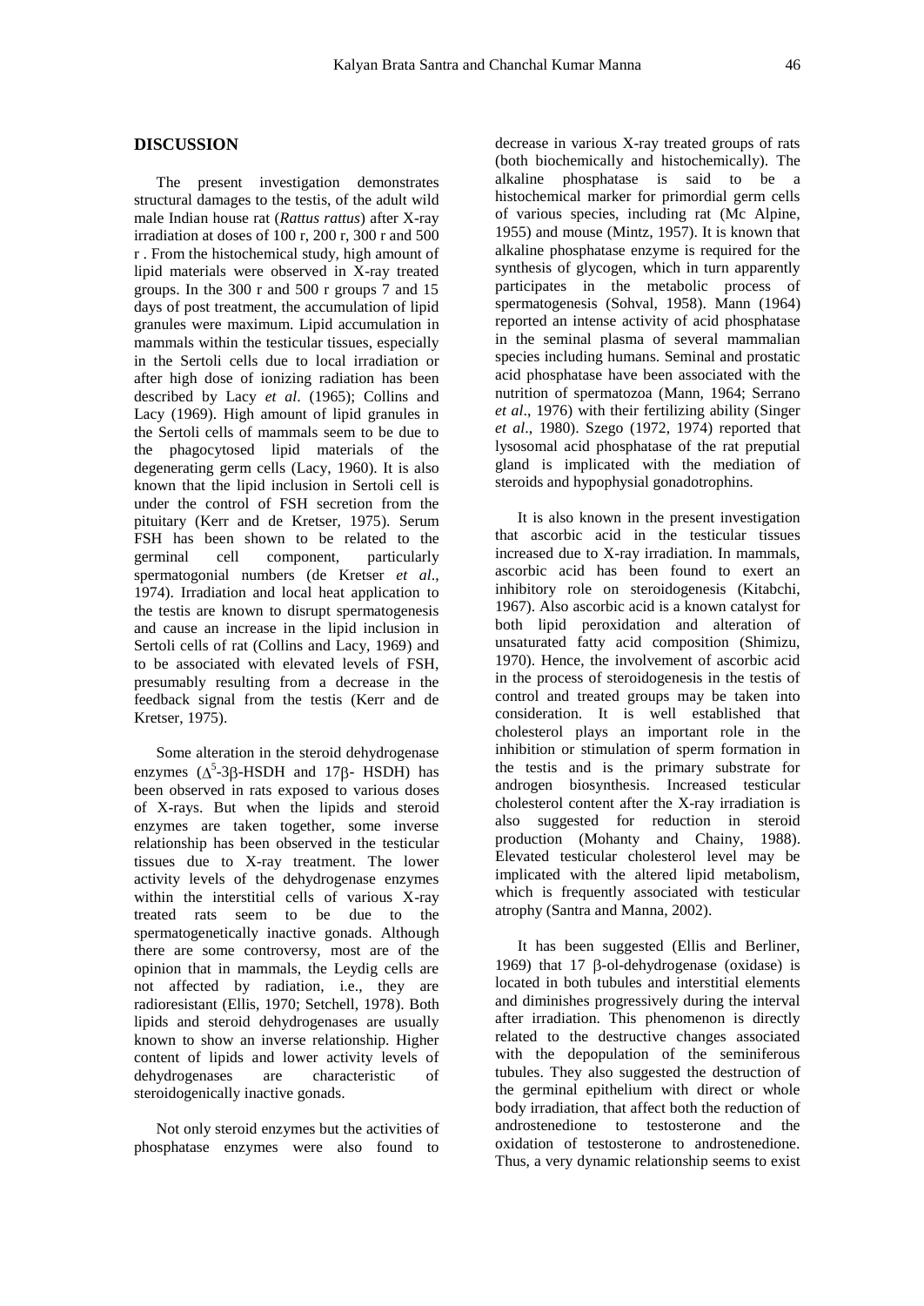## DISCUSSION

The present investigation demonstrates structural damages to the testis, of the adult wild male Indian house rat (*Rattus rattus*) after X-ray irradiation at doses of 100 r, 200 r, 300 r and 500 r . From the histochemical study, high amount of lipid materials were observed in X-ray treated groups. In the 300 r and 500 r groups 7 and 15 days of post treatment, the accumulation of lipid granules were maximum. Lipid accumulation in mammals within the testicular tissues, especially in the Sertoli cells due to local irradiation or after high dose of ionizing radiation has been described by Lacy *et al*. (1965); Collins and Lacy (1969). High amount of lipid granules in the Sertoli cells of mammals seem to be due to the phagocytosed lipid materials of the degenerating germ cells (Lacy, 1960). It is also known that the lipid inclusion in Sertoli cell is under the control of FSH secretion from the pituitary (Kerr and de Kretser, 1975). Serum FSH has been shown to be related to the germinal cell component, particularly spermatogonial numbers (de Kretser *et al*., 1974). Irradiation and local heat application to the testis are known to disrupt spermatogenesis and cause an increase in the lipid inclusion in Sertoli cells of rat (Collins and Lacy, 1969) and to be associated with elevated levels of FSH, presumably resulting from a decrease in the feedback signal from the testis (Kerr and de Kretser, 1975).

Some alteration in the steroid dehydrogenase enzymes ($\Delta^5$-3β-HSDH and 17β- HSDH) has been observed in rats exposed to various doses of X-rays. But when the lipids and steroid enzymes are taken together, some inverse relationship has been observed in the testicular tissues due to X-ray treatment. The lower activity levels of the dehydrogenase enzymes within the interstitial cells of various X-ray treated rats seem to be due to the spermatogenetically inactive gonads. Although there are some controversy, most are of the opinion that in mammals, the Leydig cells are not affected by radiation, i.e., they are radioresistant (Ellis, 1970; Setchell, 1978). Both lipids and steroid dehydrogenases are usually known to show an inverse relationship. Higher content of lipids and lower activity levels of dehydrogenases are characteristic of steroidogenically inactive gonads.

Not only steroid enzymes but the activities of phosphatase enzymes were also found to decrease in various X-ray treated groups of rats (both biochemically and histochemically). The alkaline phosphatase is said to be a histochemical marker for primordial germ cells of various species, including rat (Mc Alpine, 1955) and mouse (Mintz, 1957). It is known that alkaline phosphatase enzyme is required for the synthesis of glycogen, which in turn apparently participates in the metabolic process of spermatogenesis (Sohval, 1958). Mann (1964) reported an intense activity of acid phosphatase in the seminal plasma of several mammalian species including humans. Seminal and prostatic acid phosphatase have been associated with the nutrition of spermatozoa (Mann, 1964; Serrano *et al*., 1976) with their fertilizing ability (Singer *et al*., 1980). Szego (1972, 1974) reported that lysosomal acid phosphatase of the rat preputial gland is implicated with the mediation of steroids and hypophysial gonadotrophins.

It is also known in the present investigation that ascorbic acid in the testicular tissues increased due to X-ray irradiation. In mammals, ascorbic acid has been found to exert an inhibitory role on steroidogenesis (Kitabchi, 1967). Also ascorbic acid is a known catalyst for both lipid peroxidation and alteration of unsaturated fatty acid composition (Shimizu, 1970). Hence, the involvement of ascorbic acid in the process of steroidogenesis in the testis of control and treated groups may be taken into consideration. It is well established that cholesterol plays an important role in the inhibition or stimulation of sperm formation in the testis and is the primary substrate for androgen biosynthesis. Increased testicular cholesterol content after the X-ray irradiation is also suggested for reduction in steroid production (Mohanty and Chainy, 1988). Elevated testicular cholesterol level may be implicated with the altered lipid metabolism, which is frequently associated with testicular atrophy (Santra and Manna, 2002).

It has been suggested (Ellis and Berliner, 1969) that 17 β-ol-dehydrogenase (oxidase) is located in both tubules and interstitial elements and diminishes progressively during the interval after irradiation. This phenomenon is directly related to the destructive changes associated with the depopulation of the seminiferous tubules. They also suggested the destruction of the germinal epithelium with direct or whole body irradiation, that affect both the reduction of androstenedione to testosterone and the oxidation of testosterone to androstenedione. Thus, a very dynamic relationship seems to exist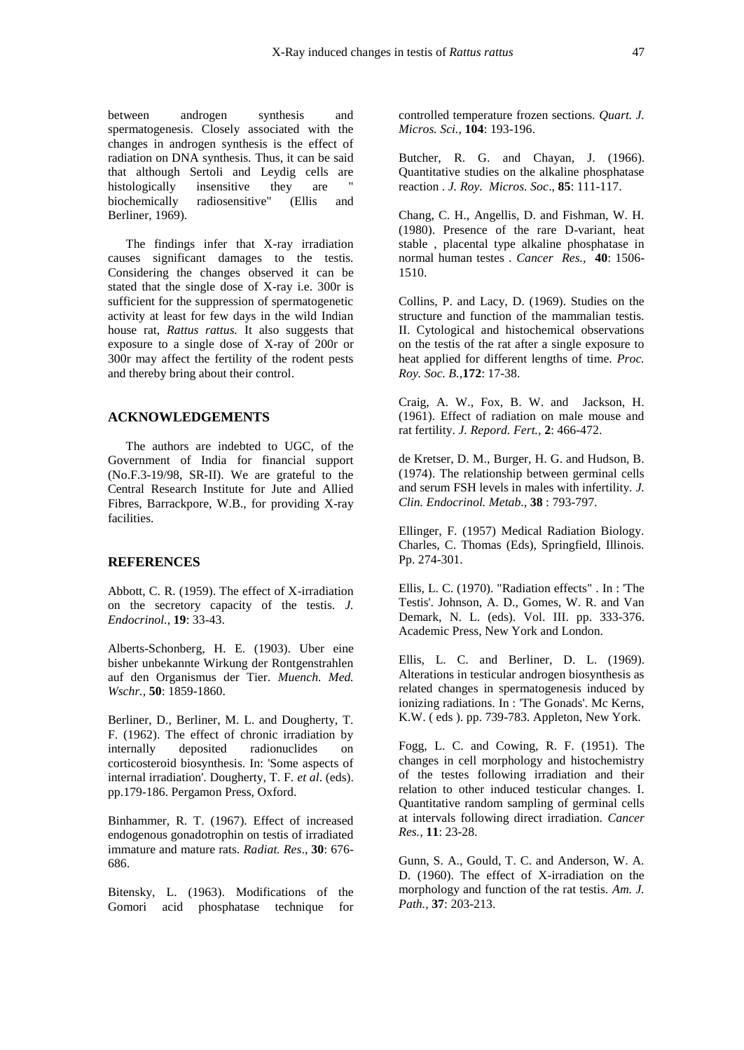between androgen synthesis and spermatogenesis. Closely associated with the changes in androgen synthesis is the effect of radiation on DNA synthesis. Thus, it can be said that although Sertoli and Leydig cells are histologically insensitive they are " biochemically radiosensitive" (Ellis and Berliner, 1969).

The findings infer that X-ray irradiation causes significant damages to the testis. Considering the changes observed it can be stated that the single dose of X-ray i.e. 300r is sufficient for the suppression of spermatogenetic activity at least for few days in the wild Indian house rat, *Rattus rattus.* It also suggests that exposure to a single dose of X-ray of 200r or 300r may affect the fertility of the rodent pests and thereby bring about their control.

## ACKNOWLEDGEMENTS

The authors are indebted to UGC, of the Government of India for financial support (No.F.3-19/98, SR-II). We are grateful to the Central Research Institute for Jute and Allied Fibres, Barrackpore, W.B., for providing X-ray facilities.

## REFERENCES

Abbott, C. R. (1959). The effect of X-irradiation on the secretory capacity of the testis. *J. Endocrinol.,* **19**: 33-43.

Alberts-Schonberg, H. E. (1903). Uber eine bisher unbekannte Wirkung der Rontgenstrahlen auf den Organismus der Tier. *Muench. Med. Wschr.,* **50**: 1859-1860.

Berliner, D., Berliner, M. L. and Dougherty, T. F. (1962). The effect of chronic irradiation by internally deposited radionuclides on corticosteroid biosynthesis. In: 'Some aspects of internal irradiation'. Dougherty, T. F. *et al*. (eds). pp.179-186. Pergamon Press, Oxford.

Binhammer, R. T. (1967). Effect of increased endogenous gonadotrophin on testis of irradiated immature and mature rats. *Radiat. Res*., **30**: 676-686.

Bitensky, L. (1963). Modifications of the Gomori acid phosphatase technique for controlled temperature frozen sections. *Quart. J. Micros. Sci.,* **104**: 193-196.

Butcher, R. G. and Chayan, J. (1966). Quantitative studies on the alkaline phosphatase reaction . *J. Roy. Micros. Soc*., **85**: 111-117.

Chang, C. H., Angellis, D. and Fishman, W. H. (1980). Presence of the rare D-variant, heat stable , placental type alkaline phosphatase in normal human testes . *Cancer Res.,* **40**: 1506-1510.

Collins, P. and Lacy, D. (1969). Studies on the structure and function of the mammalian testis. II. Cytological and histochemical observations on the testis of the rat after a single exposure to heat applied for different lengths of time. *Proc. Roy. Soc. B.,***172**: 17-38.

Craig, A. W., Fox, B. W. and Jackson, H. (1961). Effect of radiation on male mouse and rat fertility. *J. Repord. Fert.,* **2**: 466-472.

de Kretser, D. M., Burger, H. G. and Hudson, B. (1974). The relationship between germinal cells and serum FSH levels in males with infertility. *J. Clin. Endocrinol. Metab.,* **38** : 793-797.

Ellinger, F. (1957) Medical Radiation Biology. Charles, C. Thomas (Eds), Springfield, Illinois. Pp. 274-301.

Ellis, L. C. (1970). "Radiation effects" . In : 'The Testis'. Johnson, A. D., Gomes, W. R. and Van Demark, N. L. (eds). Vol. III. pp. 333-376. Academic Press, New York and London.

Ellis, L. C. and Berliner, D. L. (1969). Alterations in testicular androgen biosynthesis as related changes in spermatogenesis induced by ionizing radiations. In : 'The Gonads'. Mc Kerns, K.W. ( eds ). pp. 739-783. Appleton, New York.

Fogg, L. C. and Cowing, R. F. (1951). The changes in cell morphology and histochemistry of the testes following irradiation and their relation to other induced testicular changes. I. Quantitative random sampling of germinal cells at intervals following direct irradiation. *Cancer Res.,* **11**: 23-28.

Gunn, S. A., Gould, T. C. and Anderson, W. A. D. (1960). The effect of X-irradiation on the morphology and function of the rat testis. *Am. J. Path.,* **37**: 203-213.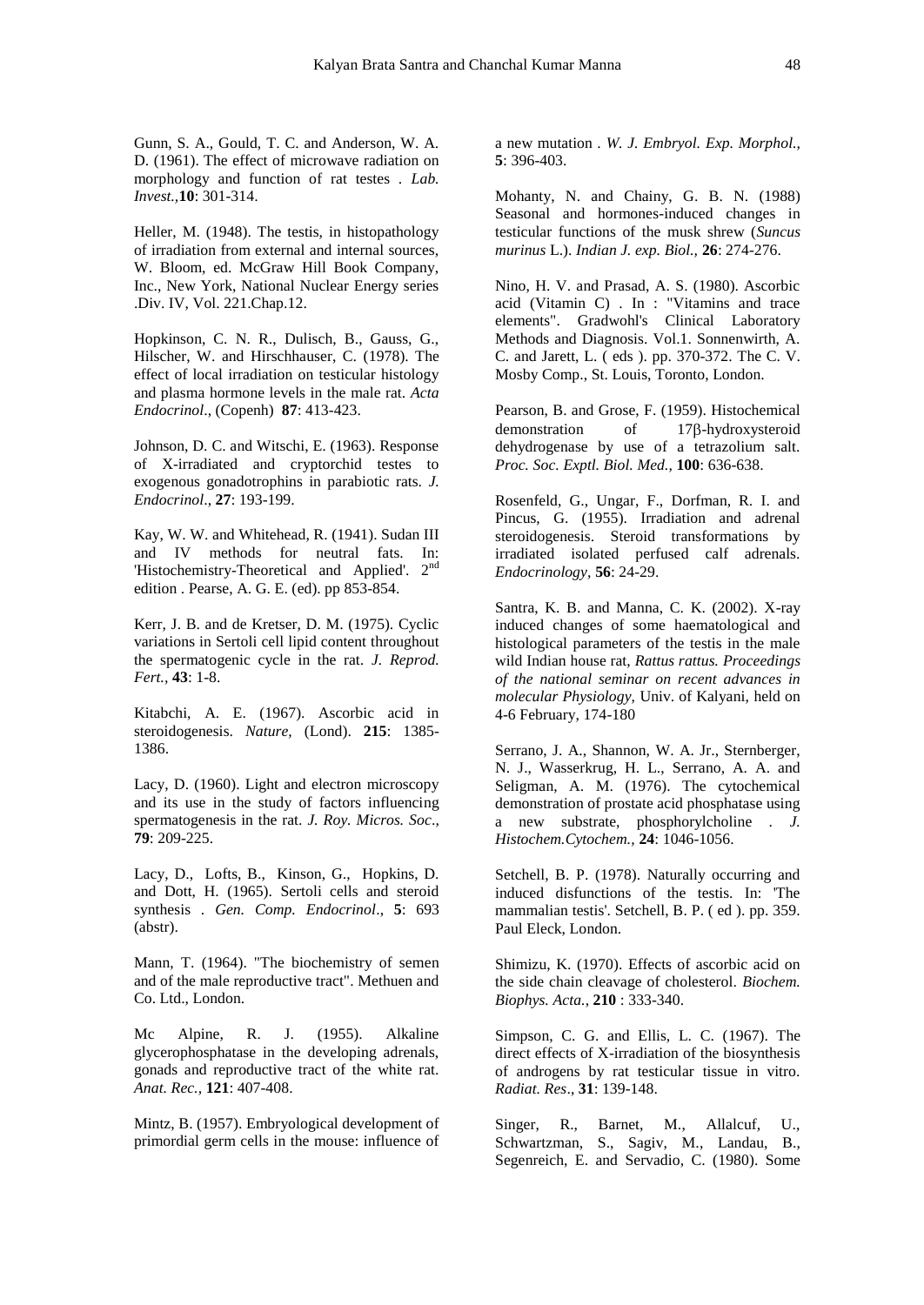Gunn, S. A., Gould, T. C. and Anderson, W. A. D. (1961). The effect of microwave radiation on morphology and function of rat testes . *Lab. Invest.*,**10**: 301-314.

Heller, M. (1948). The testis, in histopathology of irradiation from external and internal sources, W. Bloom, ed. McGraw Hill Book Company, Inc., New York, National Nuclear Energy series .Div. IV, Vol. 221.Chap.12.

Hopkinson, C. N. R., Dulisch, B., Gauss, G., Hilscher, W. and Hirschhauser, C. (1978). The effect of local irradiation on testicular histology and plasma hormone levels in the male rat. *Acta Endocrinol*., (Copenh) **87**: 413-423.

Johnson, D. C. and Witschi, E. (1963). Response of X-irradiated and cryptorchid testes to exogenous gonadotrophins in parabiotic rats. *J. Endocrinol*., **27**: 193-199.

Kay, W. W. and Whitehead, R. (1941). Sudan III and IV methods for neutral fats. In: 'Histochemistry-Theoretical and Applied'. 2nd edition . Pearse, A. G. E. (ed). pp 853-854.

Kerr, J. B. and de Kretser, D. M. (1975). Cyclic variations in Sertoli cell lipid content throughout the spermatogenic cycle in the rat. *J. Reprod. Fert.*, **43**: 1-8.

Kitabchi, A. E. (1967). Ascorbic acid in steroidogenesis. *Nature,* (Lond). **215**: 1385-1386.

Lacy, D. (1960). Light and electron microscopy and its use in the study of factors influencing spermatogenesis in the rat. *J. Roy. Micros. Soc*., **79**: 209-225.

Lacy, D., Lofts, B., Kinson, G., Hopkins, D. and Dott, H. (1965). Sertoli cells and steroid synthesis . *Gen. Comp. Endocrinol*., **5**: 693 (abstr).

Mann, T. (1964). "The biochemistry of semen and of the male reproductive tract". Methuen and Co. Ltd., London.

Mc Alpine, R. J. (1955). Alkaline glycerophosphatase in the developing adrenals, gonads and reproductive tract of the white rat. *Anat. Rec.,* **121**: 407-408.

Mintz, B. (1957). Embryological development of primordial germ cells in the mouse: influence of a new mutation . *W. J. Embryol. Exp. Morphol.,* **5**: 396-403.

Mohanty, N. and Chainy, G. B. N. (1988) Seasonal and hormones-induced changes in testicular functions of the musk shrew (*Suncus murinus* L.). *Indian J. exp. Biol.,* **26**: 274-276.

Nino, H. V. and Prasad, A. S. (1980). Ascorbic acid (Vitamin C) . In : "Vitamins and trace elements". Gradwohl's Clinical Laboratory Methods and Diagnosis. Vol.1. Sonnenwirth, A. C. and Jarett, L. ( eds ). pp. 370-372. The C. V. Mosby Comp., St. Louis, Toronto, London.

Pearson, B. and Grose, F. (1959). Histochemical demonstration of 17β-hydroxysteroid dehydrogenase by use of a tetrazolium salt. *Proc. Soc. Exptl. Biol. Med.,* **100**: 636-638.

Rosenfeld, G., Ungar, F., Dorfman, R. I. and Pincus, G. (1955). Irradiation and adrenal steroidogenesis. Steroid transformations by irradiated isolated perfused calf adrenals. *Endocrinology*, **56**: 24-29.

Santra, K. B. and Manna, C. K. (2002). X-ray induced changes of some haematological and histological parameters of the testis in the male wild Indian house rat, *Rattus rattus. Proceedings of the national seminar on recent advances in molecular Physiology,* Univ. of Kalyani, held on 4-6 February, 174-180

Serrano, J. A., Shannon, W. A. Jr., Sternberger, N. J., Wasserkrug, H. L., Serrano, A. A. and Seligman, A. M. (1976). The cytochemical demonstration of prostate acid phosphatase using a new substrate, phosphorylcholine . *J. Histochem.Cytochem.*, **24**: 1046-1056.

Setchell, B. P. (1978). Naturally occurring and induced disfunctions of the testis. In: 'The mammalian testis'. Setchell, B. P. ( ed ). pp. 359. Paul Eleck, London.

Shimizu, K. (1970). Effects of ascorbic acid on the side chain cleavage of cholesterol. *Biochem. Biophys. Acta.*, **210** : 333-340.

Simpson, C. G. and Ellis, L. C. (1967). The direct effects of X-irradiation of the biosynthesis of androgens by rat testicular tissue in vitro. *Radiat. Res*., **31**: 139-148.

Singer, R., Barnet, M., Allalcuf, U., Schwartzman, S., Sagiv, M., Landau, B., Segenreich, E. and Servadio, C. (1980). Some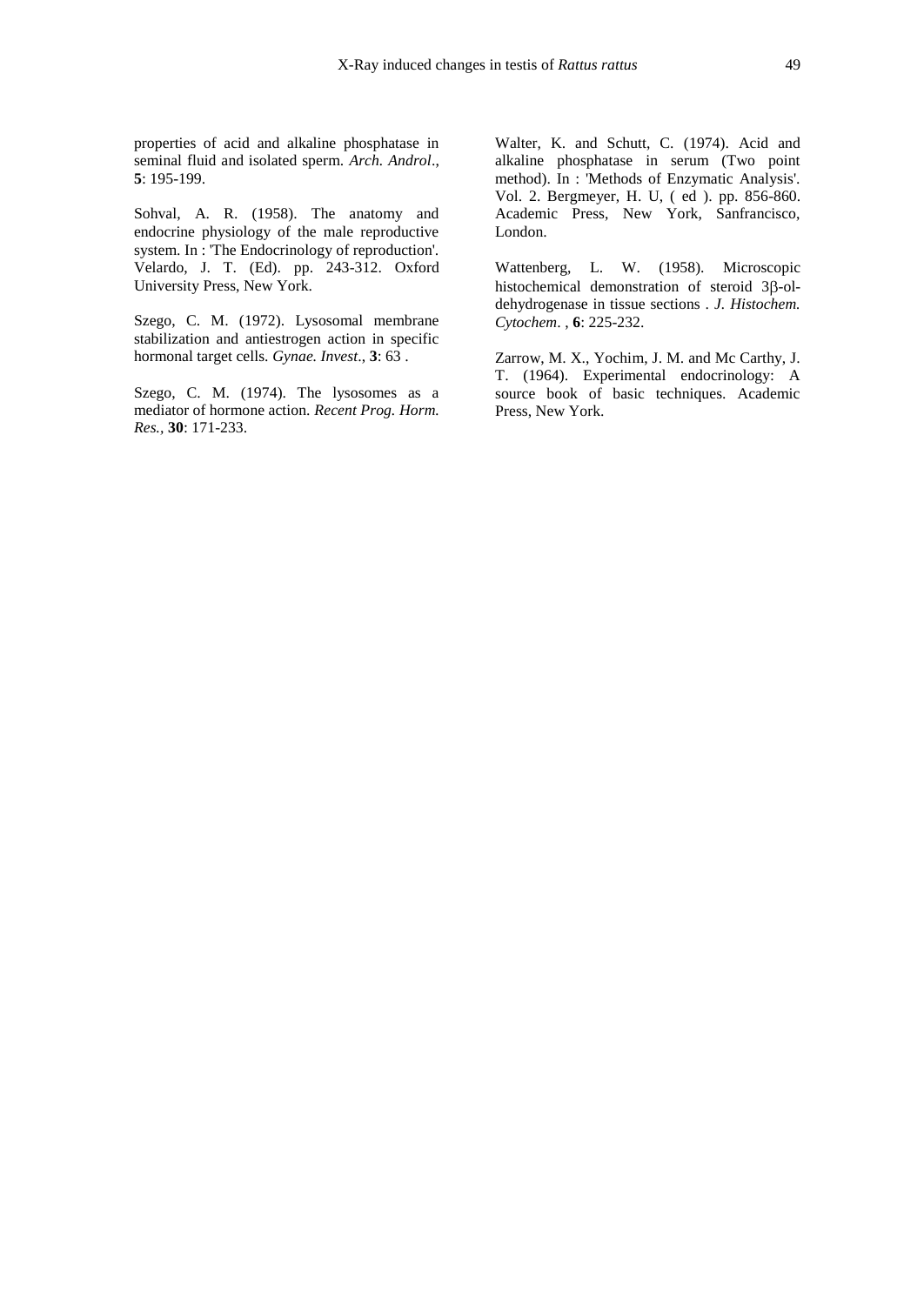properties of acid and alkaline phosphatase in seminal fluid and isolated sperm. *Arch. Androl*., **5**: 195-199.

Sohval, A. R. (1958). The anatomy and endocrine physiology of the male reproductive system. In : 'The Endocrinology of reproduction'. Velardo, J. T. (Ed). pp. 243-312. Oxford University Press, New York.

Szego, C. M. (1972). Lysosomal membrane stabilization and antiestrogen action in specific hormonal target cells. *Gynae. Invest*., **3**: 63 .

Szego, C. M. (1974). The lysosomes as a mediator of hormone action. *Recent Prog. Horm. Res.*, **30**: 171-233.

Walter, K. and Schutt, C. (1974). Acid and alkaline phosphatase in serum (Two point method). In : 'Methods of Enzymatic Analysis'. Vol. 2. Bergmeyer, H. U, ( ed ). pp. 856-860. Academic Press, New York, Sanfrancisco, London.

Wattenberg, L. W. (1958). Microscopic histochemical demonstration of steroid 3β-ol-dehydrogenase in tissue sections . *J. Histochem. Cytochem*. , **6**: 225-232.

Zarrow, M. X., Yochim, J. M. and Mc Carthy, J. T. (1964). Experimental endocrinology: A source book of basic techniques. Academic Press, New York.